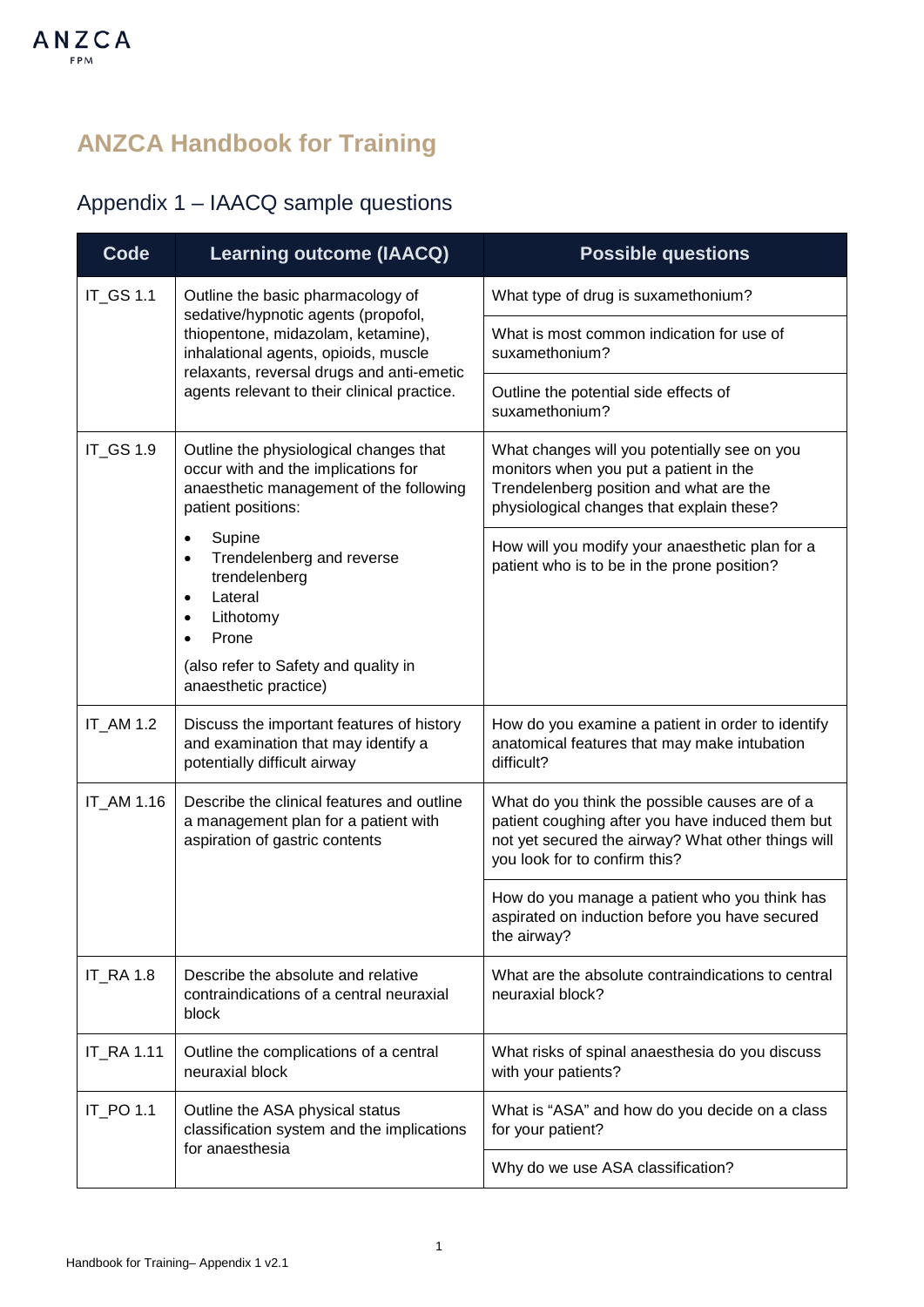# ANZCA Handbook for Training

## Appendix 1 – IAACQ sample questions

| Code | Learning outcome (IAACQ) | Possible questions |
|---|---|---|
| IT_GS 1.1 | Outline the basic pharmacology of sedative/hypnotic agents (propofol, thiopentone, midazolam, ketamine), inhalational agents, opioids, muscle relaxants, reversal drugs and anti-emetic agents relevant to their clinical practice. | What type of drug is suxamethonium? |
| | | What is most common indication for use of suxamethonium? |
| | | Outline the potential side effects of suxamethonium? |
| IT_GS 1.9 | Outline the physiological changes that occur with and the implications for anaesthetic management of the following patient positions:<br>• Supine<br>• Trendelenberg and reverse trendelenberg<br>• Lateral<br>• Lithotomy<br>• Prone<br>(also refer to Safety and quality in anaesthetic practice) | What changes will you potentially see on you monitors when you put a patient in the Trendelenberg position and what are the physiological changes that explain these? |
| | | How will you modify your anaesthetic plan for a patient who is to be in the prone position? |
| IT_AM 1.2 | Discuss the important features of history and examination that may identify a potentially difficult airway | How do you examine a patient in order to identify anatomical features that may make intubation difficult? |
| IT_AM 1.16 | Describe the clinical features and outline a management plan for a patient with aspiration of gastric contents | What do you think the possible causes are of a patient coughing after you have induced them but not yet secured the airway? What other things will you look for to confirm this? |
| | | How do you manage a patient who you think has aspirated on induction before you have secured the airway? |
| IT_RA 1.8 | Describe the absolute and relative contraindications of a central neuraxial block | What are the absolute contraindications to central neuraxial block? |
| IT_RA 1.11 | Outline the complications of a central neuraxial block | What risks of spinal anaesthesia do you discuss with your patients? |
| IT_PO 1.1 | Outline the ASA physical status classification system and the implications for anaesthesia | What is "ASA" and how do you decide on a class for your patient? |
| | | Why do we use ASA classification? |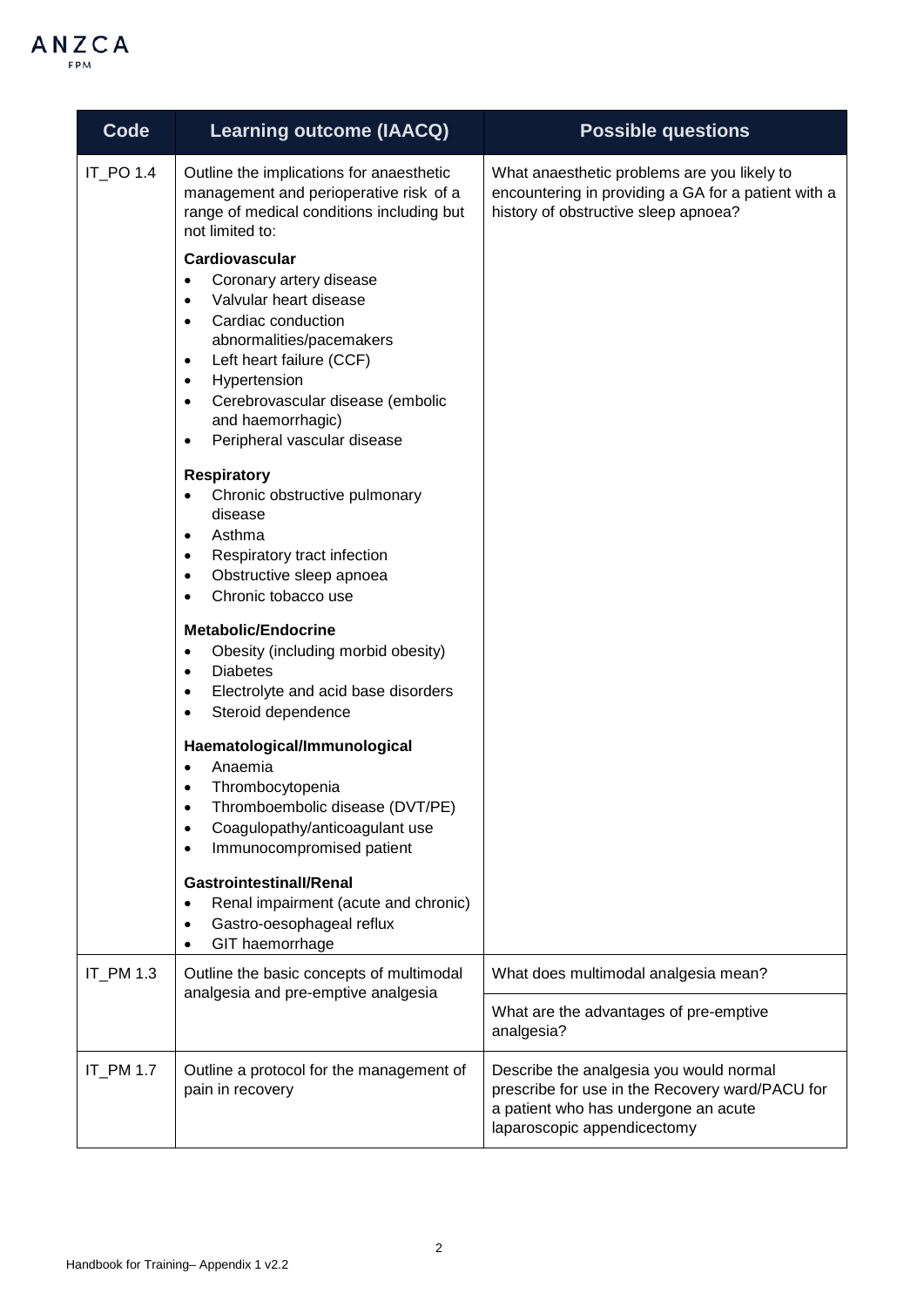| Code | Learning outcome (IAACQ) | Possible questions |
| --- | --- | --- |
| IT_PO 1.4 | Outline the implications for anaesthetic management and perioperative risk of a range of medical conditions including but not limited to:<br><br>**Cardiovascular**<br>• Coronary artery disease<br>• Valvular heart disease<br>• Cardiac conduction abnormalities/pacemakers<br>• Left heart failure (CCF)<br>• Hypertension<br>• Cerebrovascular disease (embolic and haemorrhagic)<br>• Peripheral vascular disease<br><br>**Respiratory**<br>• Chronic obstructive pulmonary disease<br>• Asthma<br>• Respiratory tract infection<br>• Obstructive sleep apnoea<br>• Chronic tobacco use<br><br>**Metabolic/Endocrine**<br>• Obesity (including morbid obesity)<br>• Diabetes<br>• Electrolyte and acid base disorders<br>• Steroid dependence<br><br>**Haematological/Immunological**<br>• Anaemia<br>• Thrombocytopenia<br>• Thromboembolic disease (DVT/PE)<br>• Coagulopathy/anticoagulant use<br>• Immunocompromised patient<br><br>**Gastrointestinall/Renal**<br>• Renal impairment (acute and chronic)<br>• Gastro-oesophageal reflux<br>• GIT haemorrhage | What anaesthetic problems are you likely to encountering in providing a GA for a patient with a history of obstructive sleep apnoea? |
| IT_PM 1.3 | Outline the basic concepts of multimodal analgesia and pre-emptive analgesia | What does multimodal analgesia mean? |
| | | What are the advantages of pre-emptive analgesia? |
| IT_PM 1.7 | Outline a protocol for the management of pain in recovery | Describe the analgesia you would normal prescribe for use in the Recovery ward/PACU for a patient who has undergone an acute laparoscopic appendicectomy |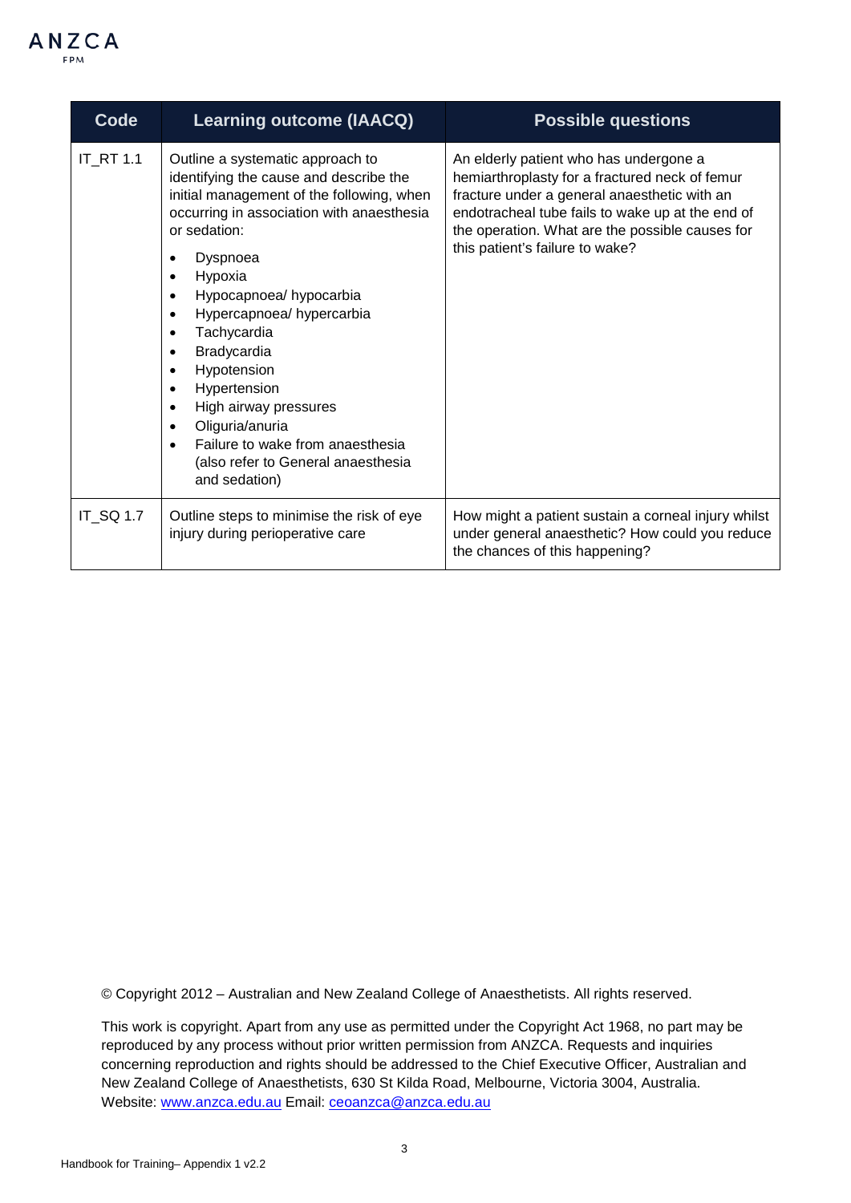| Code | Learning outcome (IAACQ) | Possible questions |
|---|---|---|
| IT_RT 1.1 | Outline a systematic approach to identifying the cause and describe the initial management of the following, when occurring in association with anaesthesia or sedation:<br>• Dyspnoea<br>• Hypoxia<br>• Hypocapnoea/ hypocarbia<br>• Hypercapnoea/ hypercarbia<br>• Tachycardia<br>• Bradycardia<br>• Hypotension<br>• Hypertension<br>• High airway pressures<br>• Oliguria/anuria<br>• Failure to wake from anaesthesia (also refer to General anaesthesia and sedation) | An elderly patient who has undergone a hemiarthroplasty for a fractured neck of femur fracture under a general anaesthetic with an endotracheal tube fails to wake up at the end of the operation. What are the possible causes for this patient's failure to wake? |
| IT_SQ 1.7 | Outline steps to minimise the risk of eye injury during perioperative care | How might a patient sustain a corneal injury whilst under general anaesthetic? How could you reduce the chances of this happening? |

© Copyright 2012 – Australian and New Zealand College of Anaesthetists. All rights reserved.

This work is copyright. Apart from any use as permitted under the Copyright Act 1968, no part may be reproduced by any process without prior written permission from ANZCA. Requests and inquiries concerning reproduction and rights should be addressed to the Chief Executive Officer, Australian and New Zealand College of Anaesthetists, 630 St Kilda Road, Melbourne, Victoria 3004, Australia. Website: www.anzca.edu.au Email: ceoanzca@anzca.edu.au